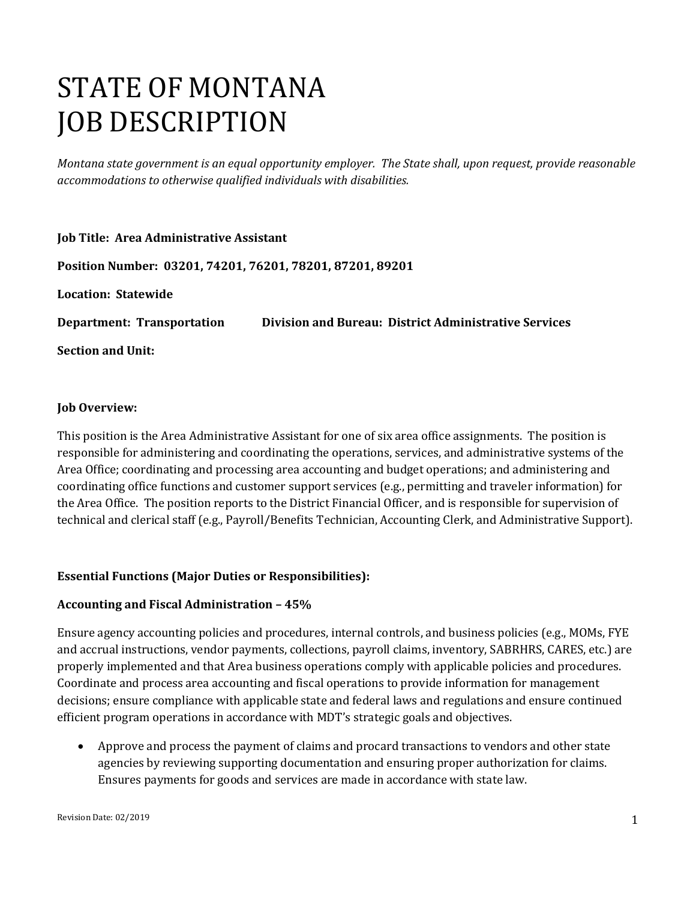# STATE OF MONTANA
# JOB DESCRIPTION

*Montana state government is an equal opportunity employer. The State shall, upon request, provide reasonable accommodations to otherwise qualified individuals with disabilities.*

**Job Title: Area Administrative Assistant**

**Position Number: 03201, 74201, 76201, 78201, 87201, 89201**

**Location: Statewide**

**Department: Transportation** **Division and Bureau: District Administrative Services**

**Section and Unit:**

**Job Overview:**

This position is the Area Administrative Assistant for one of six area office assignments. The position is responsible for administering and coordinating the operations, services, and administrative systems of the Area Office; coordinating and processing area accounting and budget operations; and administering and coordinating office functions and customer support services (e.g., permitting and traveler information) for the Area Office. The position reports to the District Financial Officer, and is responsible for supervision of technical and clerical staff (e.g., Payroll/Benefits Technician, Accounting Clerk, and Administrative Support).

**Essential Functions (Major Duties or Responsibilities):**

**Accounting and Fiscal Administration – 45%**

Ensure agency accounting policies and procedures, internal controls, and business policies (e.g., MOMs, FYE and accrual instructions, vendor payments, collections, payroll claims, inventory, SABRHRS, CARES, etc.) are properly implemented and that Area business operations comply with applicable policies and procedures. Coordinate and process area accounting and fiscal operations to provide information for management decisions; ensure compliance with applicable state and federal laws and regulations and ensure continued efficient program operations in accordance with MDT's strategic goals and objectives.

- Approve and process the payment of claims and procard transactions to vendors and other state agencies by reviewing supporting documentation and ensuring proper authorization for claims. Ensures payments for goods and services are made in accordance with state law.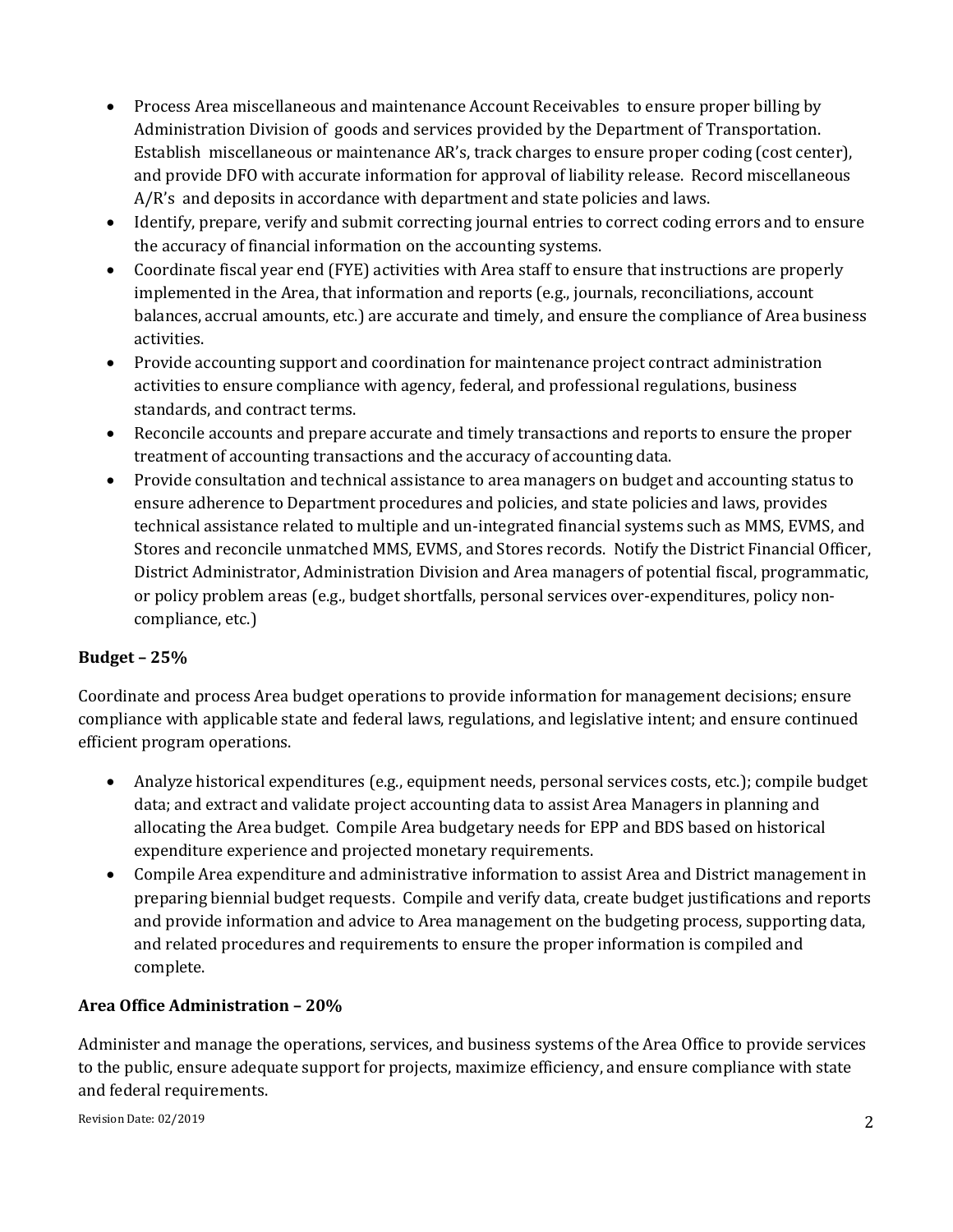- Process Area miscellaneous and maintenance Account Receivables to ensure proper billing by Administration Division of goods and services provided by the Department of Transportation. Establish miscellaneous or maintenance AR's, track charges to ensure proper coding (cost center), and provide DFO with accurate information for approval of liability release. Record miscellaneous A/R's and deposits in accordance with department and state policies and laws.
- Identify, prepare, verify and submit correcting journal entries to correct coding errors and to ensure the accuracy of financial information on the accounting systems.
- Coordinate fiscal year end (FYE) activities with Area staff to ensure that instructions are properly implemented in the Area, that information and reports (e.g., journals, reconciliations, account balances, accrual amounts, etc.) are accurate and timely, and ensure the compliance of Area business activities.
- Provide accounting support and coordination for maintenance project contract administration activities to ensure compliance with agency, federal, and professional regulations, business standards, and contract terms.
- Reconcile accounts and prepare accurate and timely transactions and reports to ensure the proper treatment of accounting transactions and the accuracy of accounting data.
- Provide consultation and technical assistance to area managers on budget and accounting status to ensure adherence to Department procedures and policies, and state policies and laws, provides technical assistance related to multiple and un-integrated financial systems such as MMS, EVMS, and Stores and reconcile unmatched MMS, EVMS, and Stores records. Notify the District Financial Officer, District Administrator, Administration Division and Area managers of potential fiscal, programmatic, or policy problem areas (e.g., budget shortfalls, personal services over-expenditures, policy non-compliance, etc.)

**Budget – 25%**

Coordinate and process Area budget operations to provide information for management decisions; ensure compliance with applicable state and federal laws, regulations, and legislative intent; and ensure continued efficient program operations.

- Analyze historical expenditures (e.g., equipment needs, personal services costs, etc.); compile budget data; and extract and validate project accounting data to assist Area Managers in planning and allocating the Area budget. Compile Area budgetary needs for EPP and BDS based on historical expenditure experience and projected monetary requirements.
- Compile Area expenditure and administrative information to assist Area and District management in preparing biennial budget requests. Compile and verify data, create budget justifications and reports and provide information and advice to Area management on the budgeting process, supporting data, and related procedures and requirements to ensure the proper information is compiled and complete.

**Area Office Administration – 20%**

Administer and manage the operations, services, and business systems of the Area Office to provide services to the public, ensure adequate support for projects, maximize efficiency, and ensure compliance with state and federal requirements.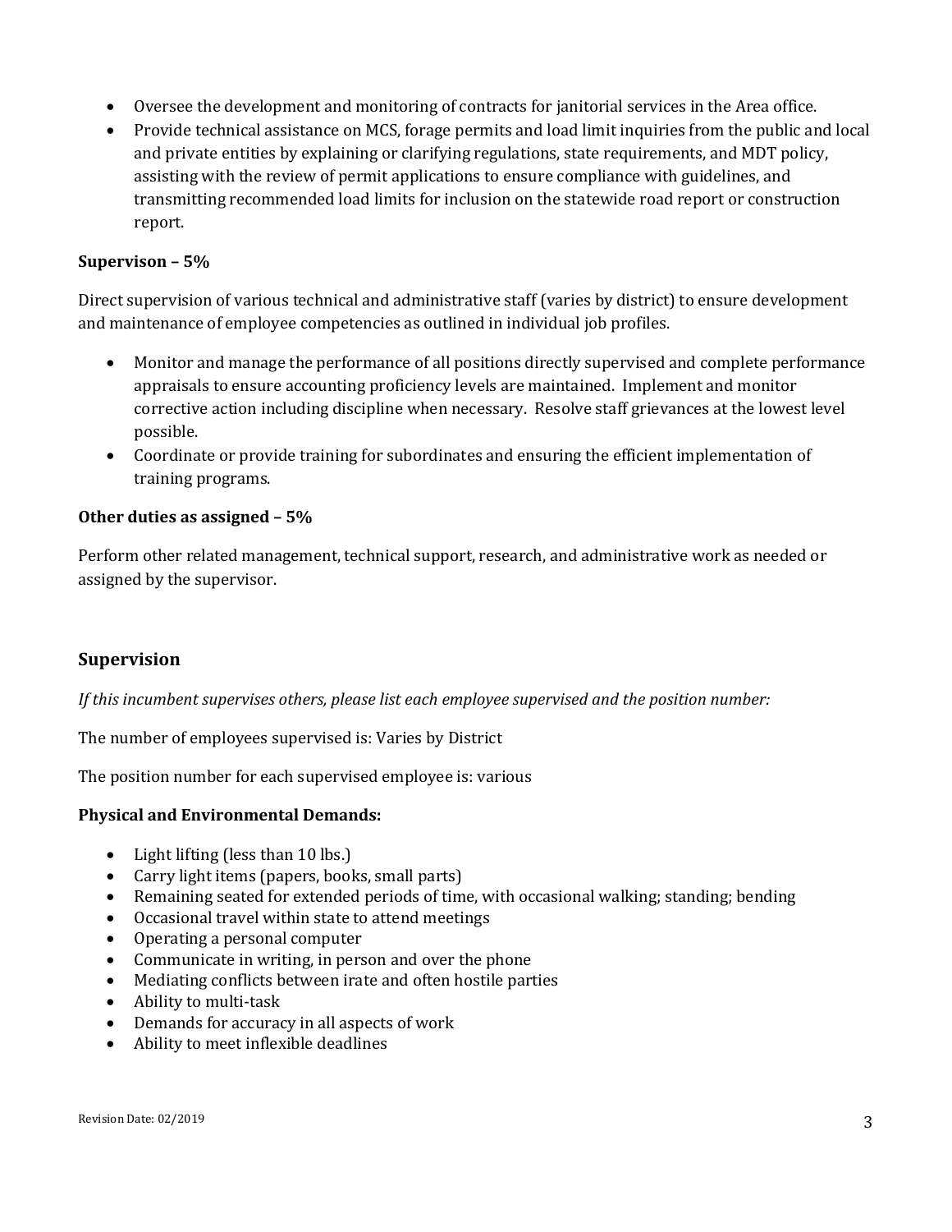- Oversee the development and monitoring of contracts for janitorial services in the Area office.
- Provide technical assistance on MCS, forage permits and load limit inquiries from the public and local and private entities by explaining or clarifying regulations, state requirements, and MDT policy, assisting with the review of permit applications to ensure compliance with guidelines, and transmitting recommended load limits for inclusion on the statewide road report or construction report.

**Supervison – 5%**

Direct supervision of various technical and administrative staff (varies by district) to ensure development and maintenance of employee competencies as outlined in individual job profiles.

- Monitor and manage the performance of all positions directly supervised and complete performance appraisals to ensure accounting proficiency levels are maintained. Implement and monitor corrective action including discipline when necessary. Resolve staff grievances at the lowest level possible.
- Coordinate or provide training for subordinates and ensuring the efficient implementation of training programs.

**Other duties as assigned – 5%**

Perform other related management, technical support, research, and administrative work as needed or assigned by the supervisor.

## Supervision

*If this incumbent supervises others, please list each employee supervised and the position number:*

The number of employees supervised is: Varies by District

The position number for each supervised employee is: various

**Physical and Environmental Demands:**

- Light lifting (less than 10 lbs.)
- Carry light items (papers, books, small parts)
- Remaining seated for extended periods of time, with occasional walking; standing; bending
- Occasional travel within state to attend meetings
- Operating a personal computer
- Communicate in writing, in person and over the phone
- Mediating conflicts between irate and often hostile parties
- Ability to multi-task
- Demands for accuracy in all aspects of work
- Ability to meet inflexible deadlines

Revision Date: 02/2019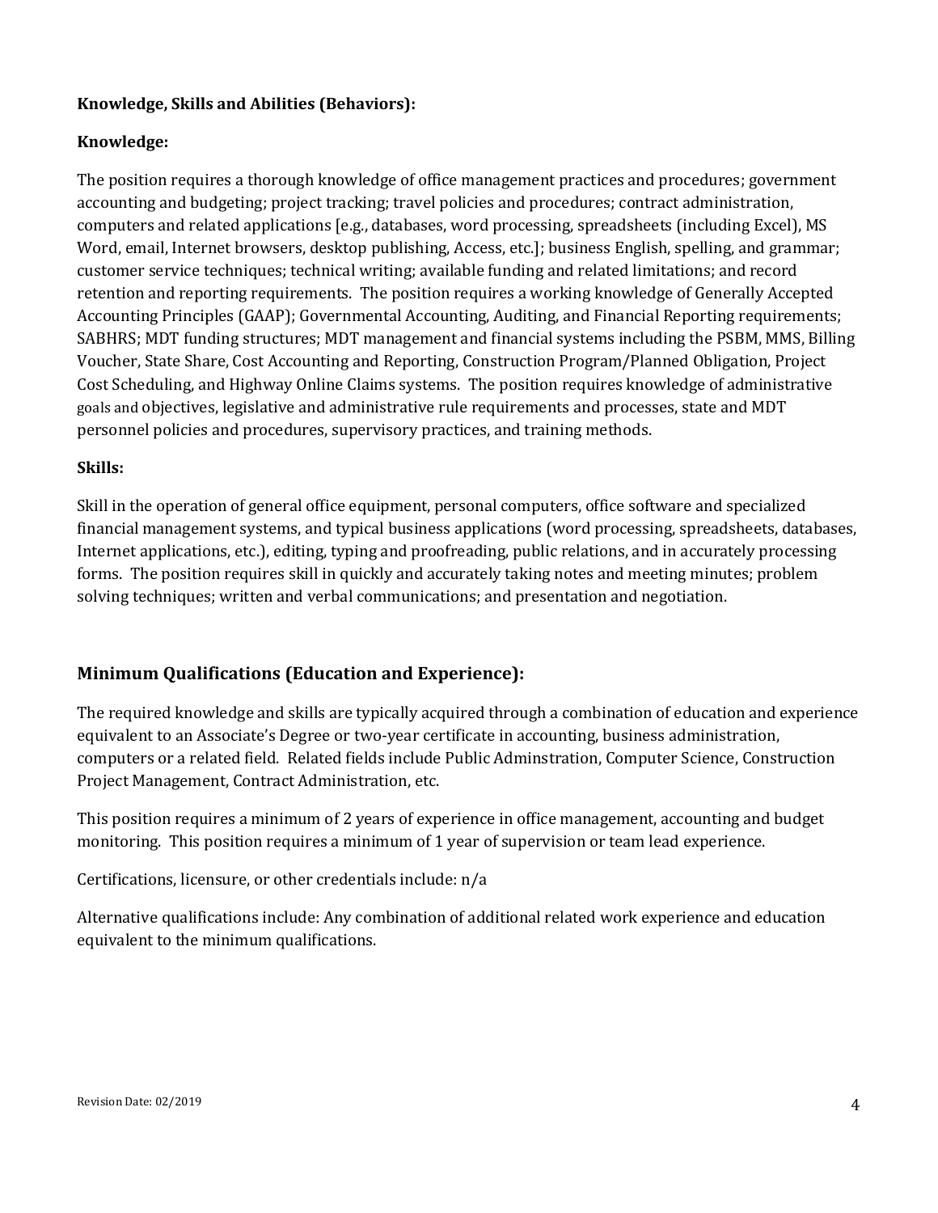**Knowledge, Skills and Abilities (Behaviors):**

**Knowledge:**

The position requires a thorough knowledge of office management practices and procedures; government accounting and budgeting; project tracking; travel policies and procedures; contract administration, computers and related applications [e.g., databases, word processing, spreadsheets (including Excel), MS Word, email, Internet browsers, desktop publishing, Access, etc.]; business English, spelling, and grammar; customer service techniques; technical writing; available funding and related limitations; and record retention and reporting requirements. The position requires a working knowledge of Generally Accepted Accounting Principles (GAAP); Governmental Accounting, Auditing, and Financial Reporting requirements; SABHRS; MDT funding structures; MDT management and financial systems including the PSBM, MMS, Billing Voucher, State Share, Cost Accounting and Reporting, Construction Program/Planned Obligation, Project Cost Scheduling, and Highway Online Claims systems. The position requires knowledge of administrative goals and objectives, legislative and administrative rule requirements and processes, state and MDT personnel policies and procedures, supervisory practices, and training methods.

**Skills:**

Skill in the operation of general office equipment, personal computers, office software and specialized financial management systems, and typical business applications (word processing, spreadsheets, databases, Internet applications, etc.), editing, typing and proofreading, public relations, and in accurately processing forms. The position requires skill in quickly and accurately taking notes and meeting minutes; problem solving techniques; written and verbal communications; and presentation and negotiation.

## Minimum Qualifications (Education and Experience):

The required knowledge and skills are typically acquired through a combination of education and experience equivalent to an Associate's Degree or two-year certificate in accounting, business administration, computers or a related field. Related fields include Public Adminstration, Computer Science, Construction Project Management, Contract Administration, etc.

This position requires a minimum of 2 years of experience in office management, accounting and budget monitoring. This position requires a minimum of 1 year of supervision or team lead experience.

Certifications, licensure, or other credentials include: n/a

Alternative qualifications include: Any combination of additional related work experience and education equivalent to the minimum qualifications.

Revision Date: 02/2019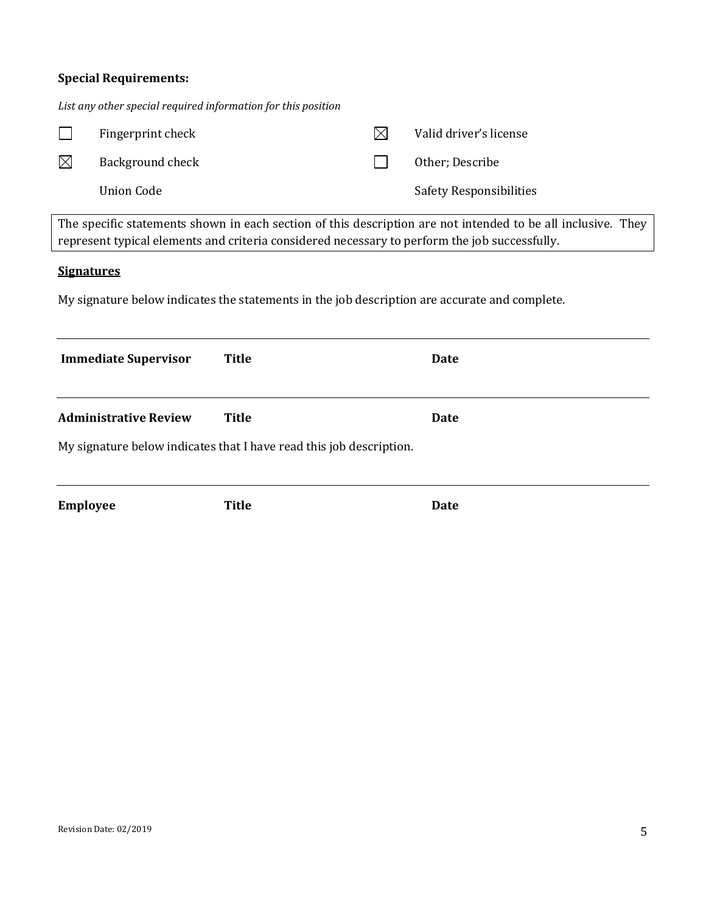**Special Requirements:**

*List any other special required information for this position*

| | | | |
|---|---|---|---|
| ☐ | Fingerprint check | ☒ | Valid driver's license |
| ☒ | Background check | ☐ | Other; Describe |
| | Union Code | | Safety Responsibilities |

The specific statements shown in each section of this description are not intended to be all inclusive. They represent typical elements and criteria considered necessary to perform the job successfully.

**<u>Signatures</u>**

My signature below indicates the statements in the job description are accurate and complete.

---

**Immediate Supervisor** **Title** **Date**

---

**Administrative Review** **Title** **Date**

My signature below indicates that I have read this job description.

---

**Employee** **Title** **Date**

Revision Date: 02/2019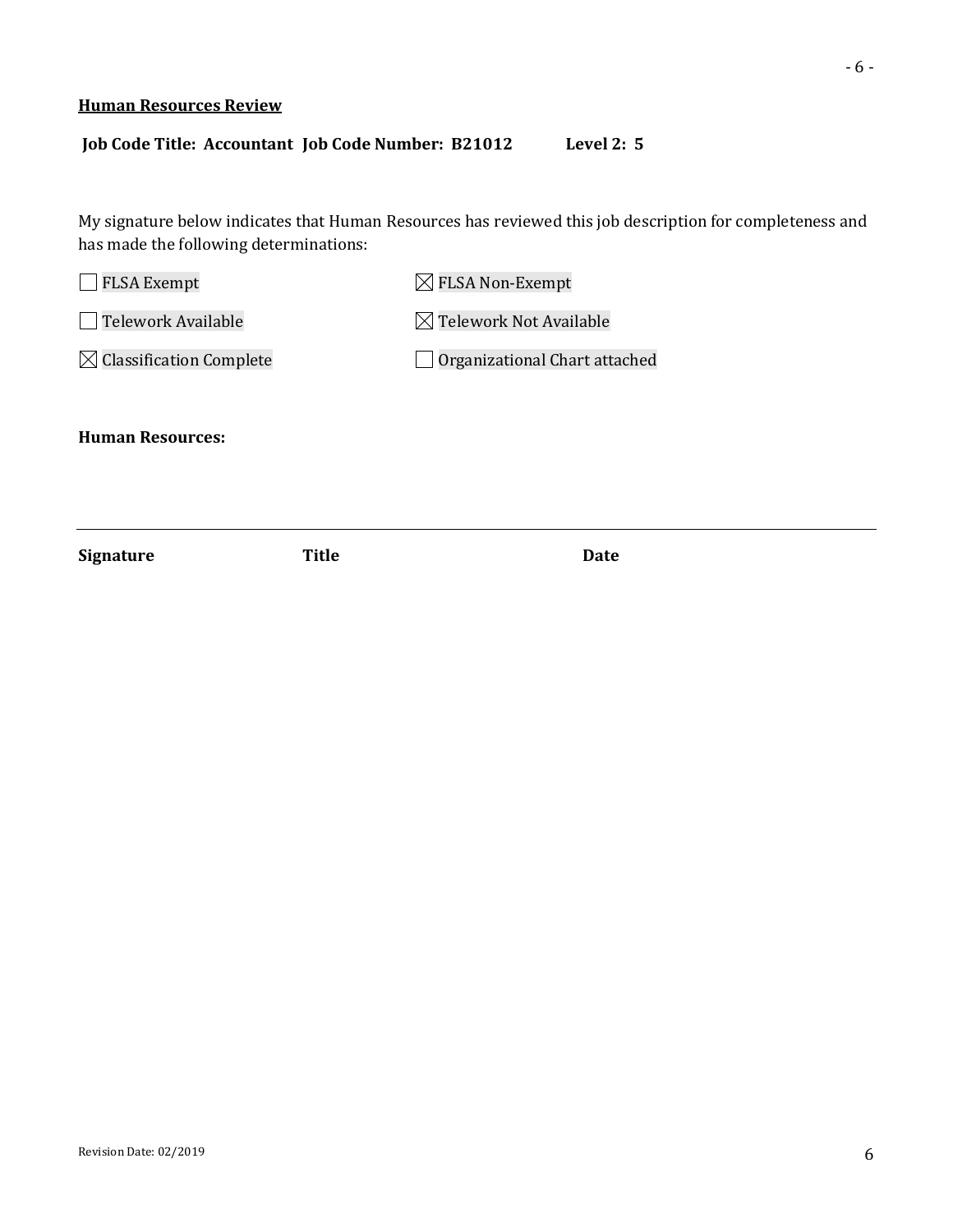**Human Resources Review**

**Job Code Title: Accountant Job Code Number: B21012 Level 2: 5**

My signature below indicates that Human Resources has reviewed this job description for completeness and has made the following determinations:

☐ FLSA Exempt ☒ FLSA Non-Exempt

☐ Telework Available ☒ Telework Not Available

☒ Classification Complete ☐ Organizational Chart attached

**Human Resources:**

---

**Signature** **Title** **Date**

Revision Date: 02/2019